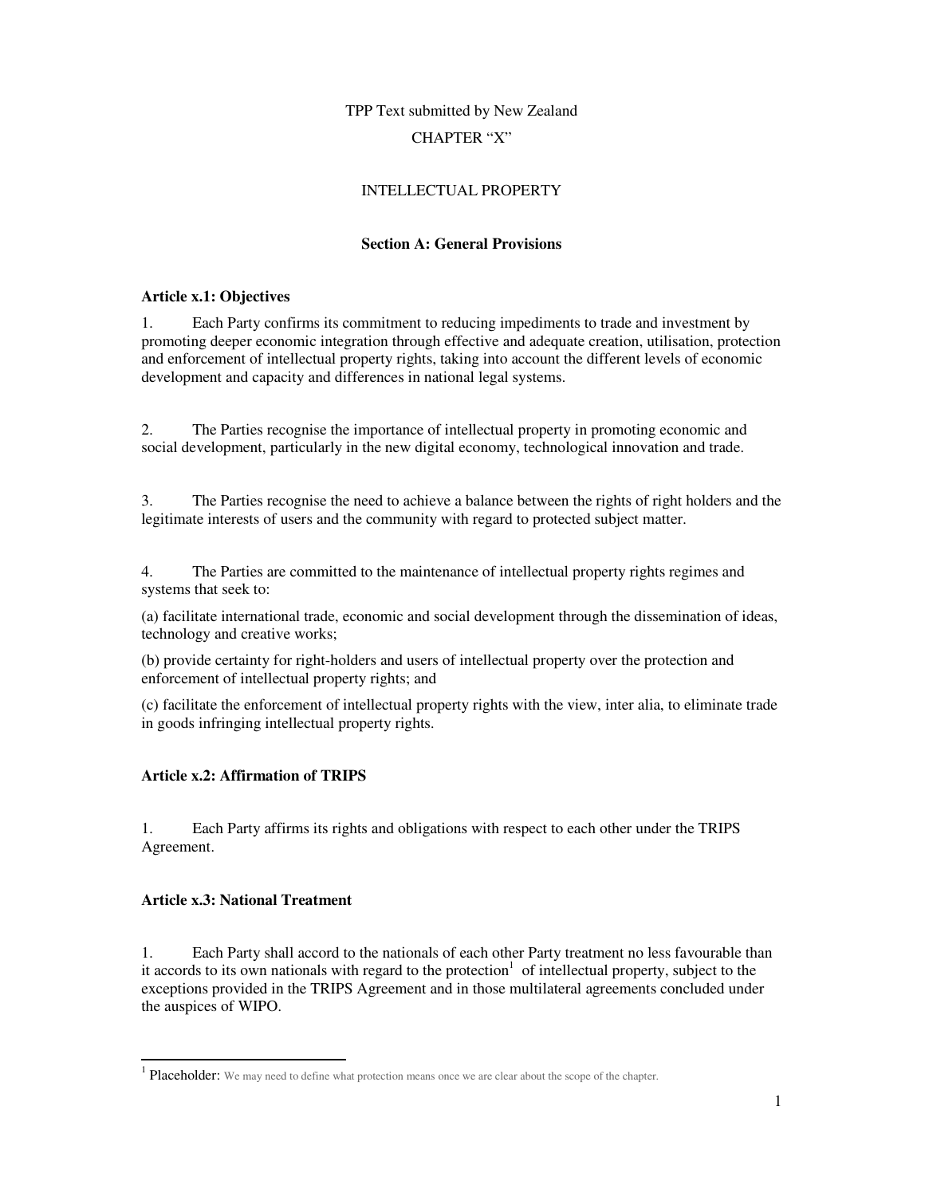TPP Text submitted by New Zealand

CHAPTER "X"

# INTELLECTUAL PROPERTY

## Section A: General Provisions

**Article x.1: Objectives**

1. Each Party confirms its commitment to reducing impediments to trade and investment by promoting deeper economic integration through effective and adequate creation, utilisation, protection and enforcement of intellectual property rights, taking into account the different levels of economic development and capacity and differences in national legal systems.

2. The Parties recognise the importance of intellectual property in promoting economic and social development, particularly in the new digital economy, technological innovation and trade.

3. The Parties recognise the need to achieve a balance between the rights of right holders and the legitimate interests of users and the community with regard to protected subject matter.

4. The Parties are committed to the maintenance of intellectual property rights regimes and systems that seek to:

(a) facilitate international trade, economic and social development through the dissemination of ideas, technology and creative works;

(b) provide certainty for right-holders and users of intellectual property over the protection and enforcement of intellectual property rights; and

(c) facilitate the enforcement of intellectual property rights with the view, inter alia, to eliminate trade in goods infringing intellectual property rights.

**Article x.2: Affirmation of TRIPS**

1. Each Party affirms its rights and obligations with respect to each other under the TRIPS Agreement.

**Article x.3: National Treatment**

1. Each Party shall accord to the nationals of each other Party treatment no less favourable than it accords to its own nationals with regard to the protection[1] of intellectual property, subject to the exceptions provided in the TRIPS Agreement and in those multilateral agreements concluded under the auspices of WIPO.

---

[1] Placeholder: We may need to define what protection means once we are clear about the scope of the chapter.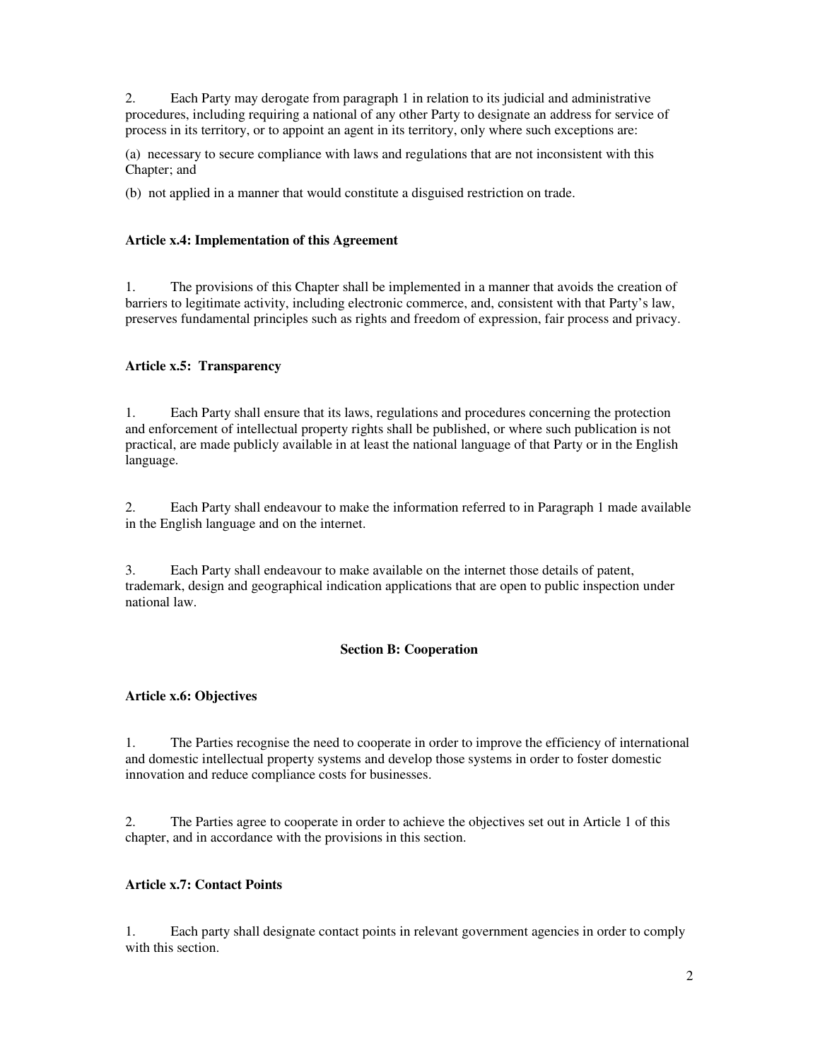2. Each Party may derogate from paragraph 1 in relation to its judicial and administrative procedures, including requiring a national of any other Party to designate an address for service of process in its territory, or to appoint an agent in its territory, only where such exceptions are:

(a) necessary to secure compliance with laws and regulations that are not inconsistent with this Chapter; and

(b) not applied in a manner that would constitute a disguised restriction on trade.

**Article x.4: Implementation of this Agreement**

1. The provisions of this Chapter shall be implemented in a manner that avoids the creation of barriers to legitimate activity, including electronic commerce, and, consistent with that Party's law, preserves fundamental principles such as rights and freedom of expression, fair process and privacy.

**Article x.5: Transparency**

1. Each Party shall ensure that its laws, regulations and procedures concerning the protection and enforcement of intellectual property rights shall be published, or where such publication is not practical, are made publicly available in at least the national language of that Party or in the English language.

2. Each Party shall endeavour to make the information referred to in Paragraph 1 made available in the English language and on the internet.

3. Each Party shall endeavour to make available on the internet those details of patent, trademark, design and geographical indication applications that are open to public inspection under national law.

## Section B: Cooperation

**Article x.6: Objectives**

1. The Parties recognise the need to cooperate in order to improve the efficiency of international and domestic intellectual property systems and develop those systems in order to foster domestic innovation and reduce compliance costs for businesses.

2. The Parties agree to cooperate in order to achieve the objectives set out in Article 1 of this chapter, and in accordance with the provisions in this section.

**Article x.7: Contact Points**

1. Each party shall designate contact points in relevant government agencies in order to comply with this section.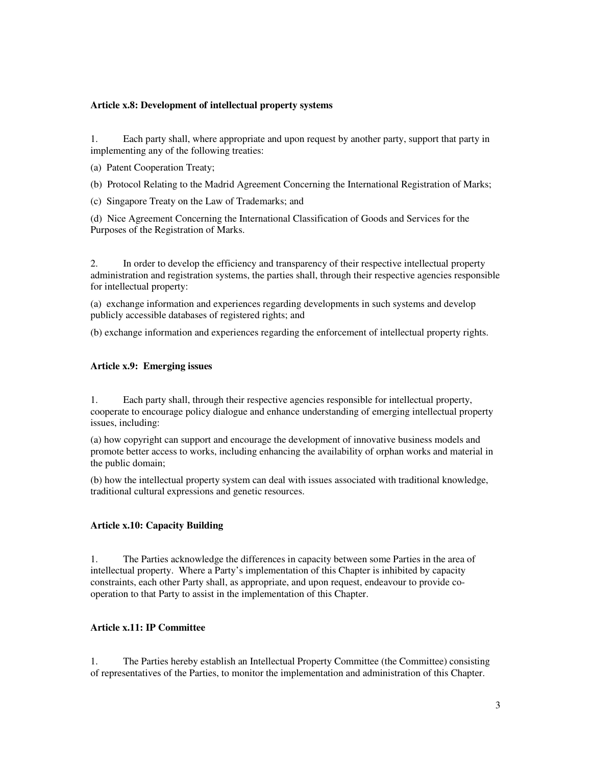**Article x.8: Development of intellectual property systems**

1. Each party shall, where appropriate and upon request by another party, support that party in implementing any of the following treaties:

(a) Patent Cooperation Treaty;

(b) Protocol Relating to the Madrid Agreement Concerning the International Registration of Marks;

(c) Singapore Treaty on the Law of Trademarks; and

(d) Nice Agreement Concerning the International Classification of Goods and Services for the Purposes of the Registration of Marks.

2. In order to develop the efficiency and transparency of their respective intellectual property administration and registration systems, the parties shall, through their respective agencies responsible for intellectual property:

(a) exchange information and experiences regarding developments in such systems and develop publicly accessible databases of registered rights; and

(b) exchange information and experiences regarding the enforcement of intellectual property rights.

**Article x.9: Emerging issues**

1. Each party shall, through their respective agencies responsible for intellectual property, cooperate to encourage policy dialogue and enhance understanding of emerging intellectual property issues, including:

(a) how copyright can support and encourage the development of innovative business models and promote better access to works, including enhancing the availability of orphan works and material in the public domain;

(b) how the intellectual property system can deal with issues associated with traditional knowledge, traditional cultural expressions and genetic resources.

**Article x.10: Capacity Building**

1. The Parties acknowledge the differences in capacity between some Parties in the area of intellectual property. Where a Party's implementation of this Chapter is inhibited by capacity constraints, each other Party shall, as appropriate, and upon request, endeavour to provide co-operation to that Party to assist in the implementation of this Chapter.

**Article x.11: IP Committee**

1. The Parties hereby establish an Intellectual Property Committee (the Committee) consisting of representatives of the Parties, to monitor the implementation and administration of this Chapter.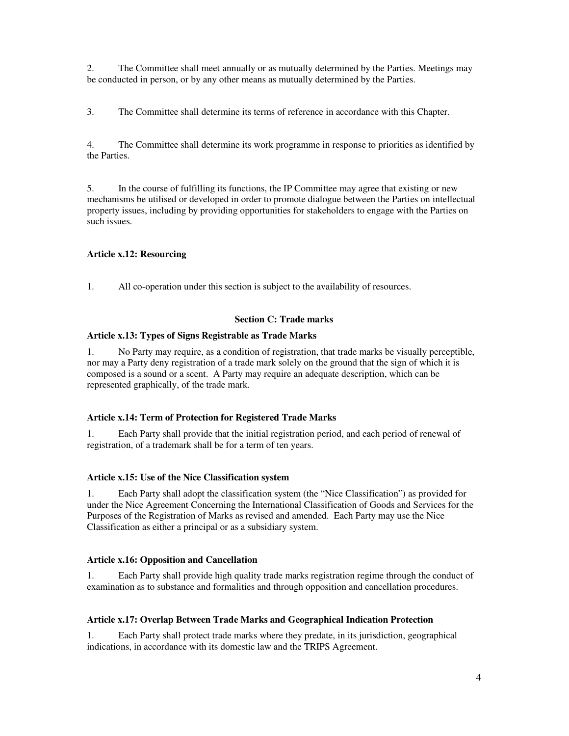2. The Committee shall meet annually or as mutually determined by the Parties. Meetings may be conducted in person, or by any other means as mutually determined by the Parties.

3. The Committee shall determine its terms of reference in accordance with this Chapter.

4. The Committee shall determine its work programme in response to priorities as identified by the Parties.

5. In the course of fulfilling its functions, the IP Committee may agree that existing or new mechanisms be utilised or developed in order to promote dialogue between the Parties on intellectual property issues, including by providing opportunities for stakeholders to engage with the Parties on such issues.

**Article x.12: Resourcing**

1. All co-operation under this section is subject to the availability of resources.

**Section C: Trade marks**

**Article x.13: Types of Signs Registrable as Trade Marks**

1. No Party may require, as a condition of registration, that trade marks be visually perceptible, nor may a Party deny registration of a trade mark solely on the ground that the sign of which it is composed is a sound or a scent. A Party may require an adequate description, which can be represented graphically, of the trade mark.

**Article x.14: Term of Protection for Registered Trade Marks**

1. Each Party shall provide that the initial registration period, and each period of renewal of registration, of a trademark shall be for a term of ten years.

**Article x.15: Use of the Nice Classification system**

1. Each Party shall adopt the classification system (the "Nice Classification") as provided for under the Nice Agreement Concerning the International Classification of Goods and Services for the Purposes of the Registration of Marks as revised and amended. Each Party may use the Nice Classification as either a principal or as a subsidiary system.

**Article x.16: Opposition and Cancellation**

1. Each Party shall provide high quality trade marks registration regime through the conduct of examination as to substance and formalities and through opposition and cancellation procedures.

**Article x.17: Overlap Between Trade Marks and Geographical Indication Protection**

1. Each Party shall protect trade marks where they predate, in its jurisdiction, geographical indications, in accordance with its domestic law and the TRIPS Agreement.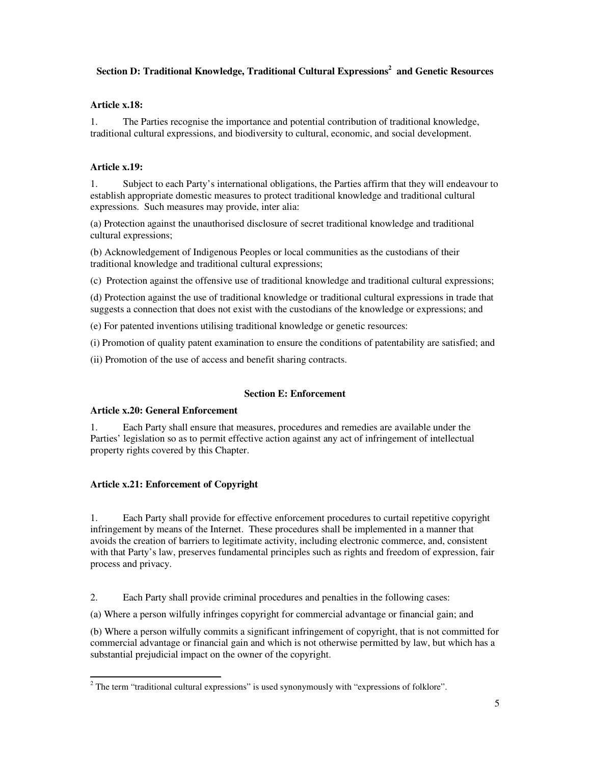### Section D: Traditional Knowledge, Traditional Cultural Expressions[2] and Genetic Resources

**Article x.18:**

1. The Parties recognise the importance and potential contribution of traditional knowledge, traditional cultural expressions, and biodiversity to cultural, economic, and social development.

**Article x.19:**

1. Subject to each Party's international obligations, the Parties affirm that they will endeavour to establish appropriate domestic measures to protect traditional knowledge and traditional cultural expressions. Such measures may provide, inter alia:

(a) Protection against the unauthorised disclosure of secret traditional knowledge and traditional cultural expressions;

(b) Acknowledgement of Indigenous Peoples or local communities as the custodians of their traditional knowledge and traditional cultural expressions;

(c) Protection against the offensive use of traditional knowledge and traditional cultural expressions;

(d) Protection against the use of traditional knowledge or traditional cultural expressions in trade that suggests a connection that does not exist with the custodians of the knowledge or expressions; and

(e) For patented inventions utilising traditional knowledge or genetic resources:

(i) Promotion of quality patent examination to ensure the conditions of patentability are satisfied; and

(ii) Promotion of the use of access and benefit sharing contracts.

### Section E: Enforcement

**Article x.20: General Enforcement**

1. Each Party shall ensure that measures, procedures and remedies are available under the Parties' legislation so as to permit effective action against any act of infringement of intellectual property rights covered by this Chapter.

**Article x.21: Enforcement of Copyright**

1. Each Party shall provide for effective enforcement procedures to curtail repetitive copyright infringement by means of the Internet. These procedures shall be implemented in a manner that avoids the creation of barriers to legitimate activity, including electronic commerce, and, consistent with that Party's law, preserves fundamental principles such as rights and freedom of expression, fair process and privacy.

2. Each Party shall provide criminal procedures and penalties in the following cases:

(a) Where a person wilfully infringes copyright for commercial advantage or financial gain; and

(b) Where a person wilfully commits a significant infringement of copyright, that is not committed for commercial advantage or financial gain and which is not otherwise permitted by law, but which has a substantial prejudicial impact on the owner of the copyright.

---

[2] The term "traditional cultural expressions" is used synonymously with "expressions of folklore".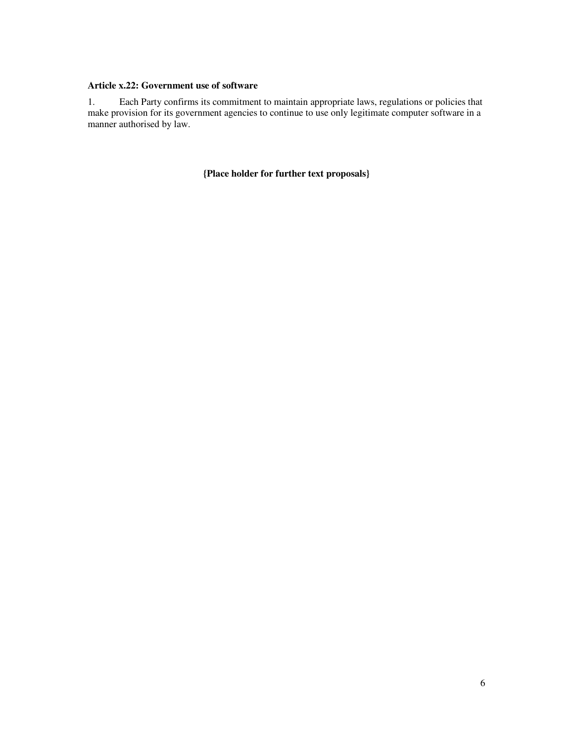**Article x.22: Government use of software**

1. Each Party confirms its commitment to maintain appropriate laws, regulations or policies that make provision for its government agencies to continue to use only legitimate computer software in a manner authorised by law.

**{Place holder for further text proposals}**